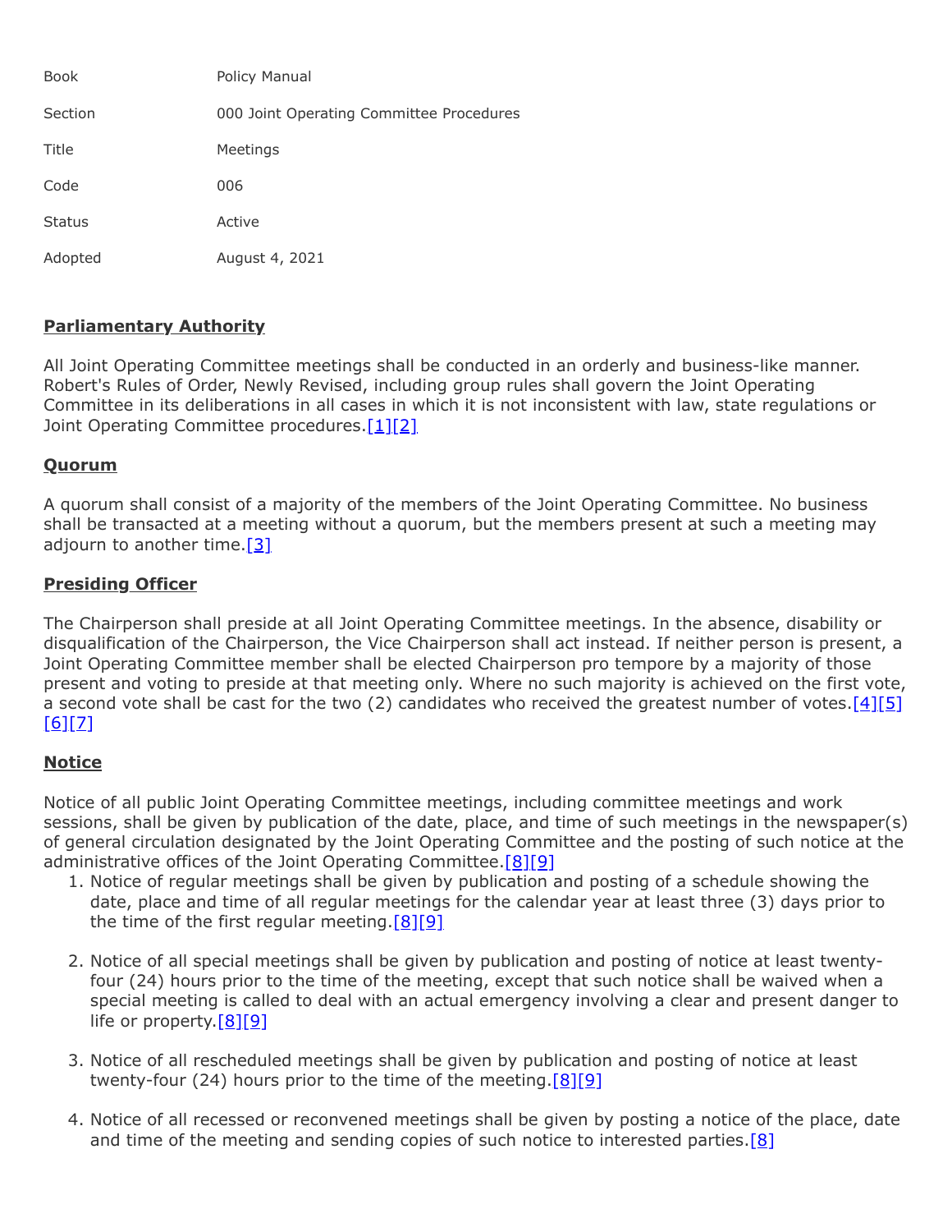| Book | Policy Manual |
|---|---|
| Section | 000 Joint Operating Committee Procedures |
| Title | Meetings |
| Code | 006 |
| Status | Active |
| Adopted | August 4, 2021 |

## Parliamentary Authority

All Joint Operating Committee meetings shall be conducted in an orderly and business-like manner. Robert's Rules of Order, Newly Revised, including group rules shall govern the Joint Operating Committee in its deliberations in all cases in which it is not inconsistent with law, state regulations or Joint Operating Committee procedures.[1][2]

## Quorum

A quorum shall consist of a majority of the members of the Joint Operating Committee. No business shall be transacted at a meeting without a quorum, but the members present at such a meeting may adjourn to another time.[3]

## Presiding Officer

The Chairperson shall preside at all Joint Operating Committee meetings. In the absence, disability or disqualification of the Chairperson, the Vice Chairperson shall act instead. If neither person is present, a Joint Operating Committee member shall be elected Chairperson pro tempore by a majority of those present and voting to preside at that meeting only. Where no such majority is achieved on the first vote, a second vote shall be cast for the two (2) candidates who received the greatest number of votes.[4][5][6][7]

## Notice

Notice of all public Joint Operating Committee meetings, including committee meetings and work sessions, shall be given by publication of the date, place, and time of such meetings in the newspaper(s) of general circulation designated by the Joint Operating Committee and the posting of such notice at the administrative offices of the Joint Operating Committee.[8][9]

1. Notice of regular meetings shall be given by publication and posting of a schedule showing the date, place and time of all regular meetings for the calendar year at least three (3) days prior to the time of the first regular meeting.[8][9]

2. Notice of all special meetings shall be given by publication and posting of notice at least twenty-four (24) hours prior to the time of the meeting, except that such notice shall be waived when a special meeting is called to deal with an actual emergency involving a clear and present danger to life or property.[8][9]

3. Notice of all rescheduled meetings shall be given by publication and posting of notice at least twenty-four (24) hours prior to the time of the meeting.[8][9]

4. Notice of all recessed or reconvened meetings shall be given by posting a notice of the place, date and time of the meeting and sending copies of such notice to interested parties.[8]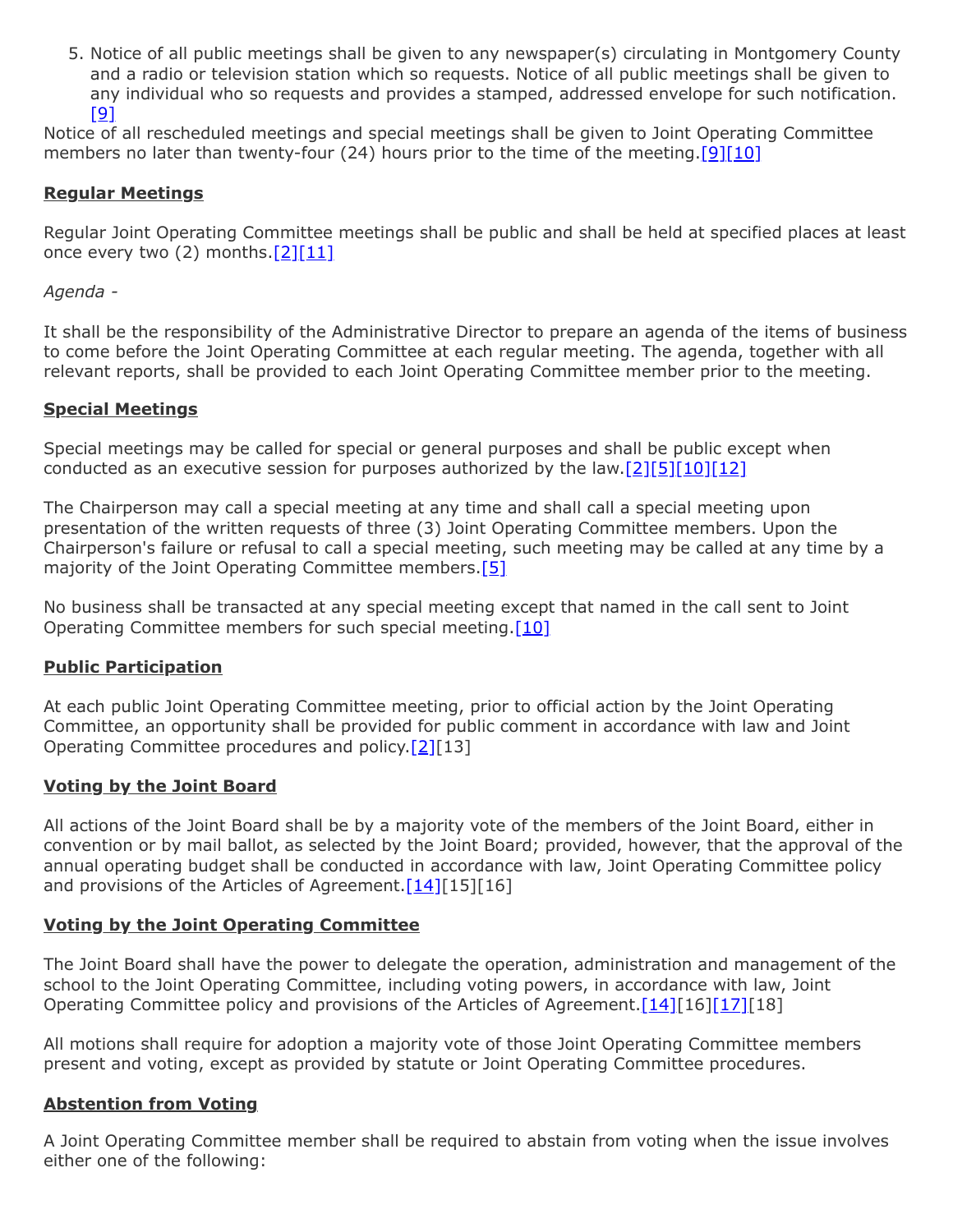5. Notice of all public meetings shall be given to any newspaper(s) circulating in Montgomery County and a radio or television station which so requests. Notice of all public meetings shall be given to any individual who so requests and provides a stamped, addressed envelope for such notification.[9]

Notice of all rescheduled meetings and special meetings shall be given to Joint Operating Committee members no later than twenty-four (24) hours prior to the time of the meeting.[9][10]

## Regular Meetings

Regular Joint Operating Committee meetings shall be public and shall be held at specified places at least once every two (2) months.[2][11]

*Agenda -*

It shall be the responsibility of the Administrative Director to prepare an agenda of the items of business to come before the Joint Operating Committee at each regular meeting. The agenda, together with all relevant reports, shall be provided to each Joint Operating Committee member prior to the meeting.

## Special Meetings

Special meetings may be called for special or general purposes and shall be public except when conducted as an executive session for purposes authorized by the law.[2][5][10][12]

The Chairperson may call a special meeting at any time and shall call a special meeting upon presentation of the written requests of three (3) Joint Operating Committee members. Upon the Chairperson's failure or refusal to call a special meeting, such meeting may be called at any time by a majority of the Joint Operating Committee members.[5]

No business shall be transacted at any special meeting except that named in the call sent to Joint Operating Committee members for such special meeting.[10]

## Public Participation

At each public Joint Operating Committee meeting, prior to official action by the Joint Operating Committee, an opportunity shall be provided for public comment in accordance with law and Joint Operating Committee procedures and policy.[2][13]

## Voting by the Joint Board

All actions of the Joint Board shall be by a majority vote of the members of the Joint Board, either in convention or by mail ballot, as selected by the Joint Board; provided, however, that the approval of the annual operating budget shall be conducted in accordance with law, Joint Operating Committee policy and provisions of the Articles of Agreement.[14][15][16]

## Voting by the Joint Operating Committee

The Joint Board shall have the power to delegate the operation, administration and management of the school to the Joint Operating Committee, including voting powers, in accordance with law, Joint Operating Committee policy and provisions of the Articles of Agreement.[14][16][17][18]

All motions shall require for adoption a majority vote of those Joint Operating Committee members present and voting, except as provided by statute or Joint Operating Committee procedures.

## Abstention from Voting

A Joint Operating Committee member shall be required to abstain from voting when the issue involves either one of the following: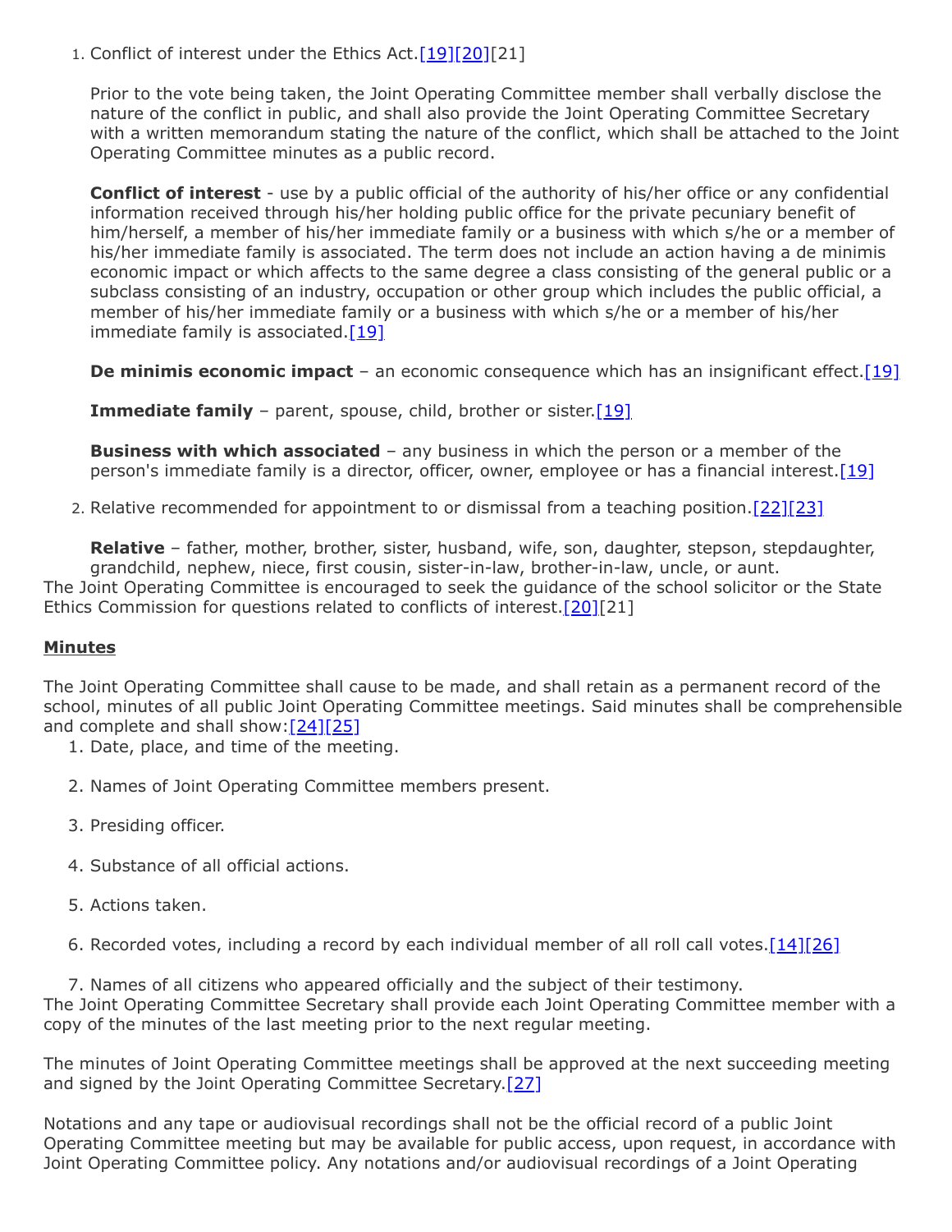1. Conflict of interest under the Ethics Act.[19][20][21]

   Prior to the vote being taken, the Joint Operating Committee member shall verbally disclose the nature of the conflict in public, and shall also provide the Joint Operating Committee Secretary with a written memorandum stating the nature of the conflict, which shall be attached to the Joint Operating Committee minutes as a public record.

   **Conflict of interest** - use by a public official of the authority of his/her office or any confidential information received through his/her holding public office for the private pecuniary benefit of him/herself, a member of his/her immediate family or a business with which s/he or a member of his/her immediate family is associated. The term does not include an action having a de minimis economic impact or which affects to the same degree a class consisting of the general public or a subclass consisting of an industry, occupation or other group which includes the public official, a member of his/her immediate family or a business with which s/he or a member of his/her immediate family is associated.[19]

   **De minimis economic impact** – an economic consequence which has an insignificant effect.[19]

   **Immediate family** – parent, spouse, child, brother or sister.[19]

   **Business with which associated** – any business in which the person or a member of the person's immediate family is a director, officer, owner, employee or has a financial interest.[19]

2. Relative recommended for appointment to or dismissal from a teaching position.[22][23]

   **Relative** – father, mother, brother, sister, husband, wife, son, daughter, stepson, stepdaughter, grandchild, nephew, niece, first cousin, sister-in-law, brother-in-law, uncle, or aunt.

The Joint Operating Committee is encouraged to seek the guidance of the school solicitor or the State Ethics Commission for questions related to conflicts of interest.[20][21]

**Minutes**

The Joint Operating Committee shall cause to be made, and shall retain as a permanent record of the school, minutes of all public Joint Operating Committee meetings. Said minutes shall be comprehensible and complete and shall show:[24][25]

1. Date, place, and time of the meeting.
2. Names of Joint Operating Committee members present.
3. Presiding officer.
4. Substance of all official actions.
5. Actions taken.
6. Recorded votes, including a record by each individual member of all roll call votes.[14][26]
7. Names of all citizens who appeared officially and the subject of their testimony.

The Joint Operating Committee Secretary shall provide each Joint Operating Committee member with a copy of the minutes of the last meeting prior to the next regular meeting.

The minutes of Joint Operating Committee meetings shall be approved at the next succeeding meeting and signed by the Joint Operating Committee Secretary.[27]

Notations and any tape or audiovisual recordings shall not be the official record of a public Joint Operating Committee meeting but may be available for public access, upon request, in accordance with Joint Operating Committee policy. Any notations and/or audiovisual recordings of a Joint Operating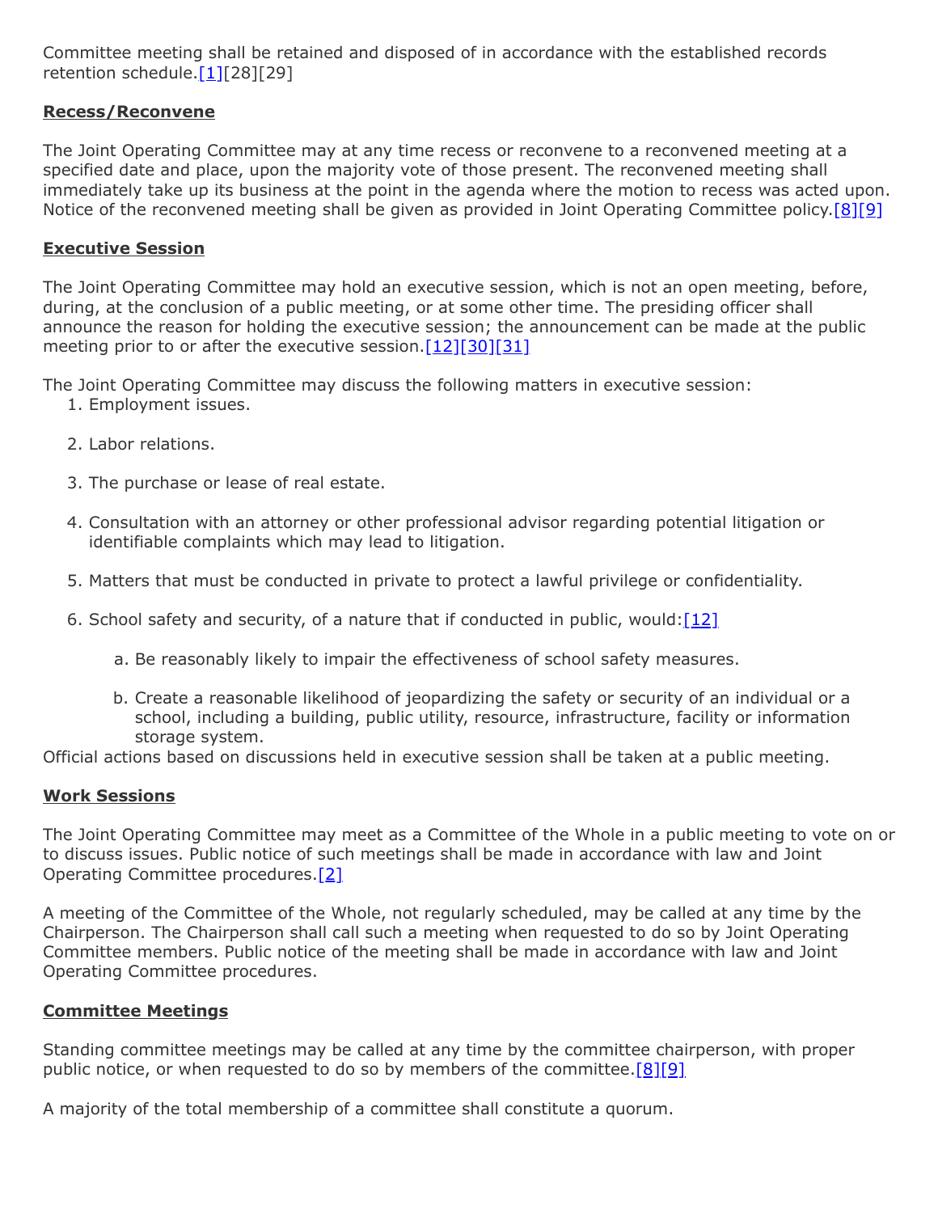Committee meeting shall be retained and disposed of in accordance with the established records retention schedule.[1][28][29]

**Recess/Reconvene**

The Joint Operating Committee may at any time recess or reconvene to a reconvened meeting at a specified date and place, upon the majority vote of those present. The reconvened meeting shall immediately take up its business at the point in the agenda where the motion to recess was acted upon. Notice of the reconvened meeting shall be given as provided in Joint Operating Committee policy.[8][9]

**Executive Session**

The Joint Operating Committee may hold an executive session, which is not an open meeting, before, during, at the conclusion of a public meeting, or at some other time. The presiding officer shall announce the reason for holding the executive session; the announcement can be made at the public meeting prior to or after the executive session.[12][30][31]

The Joint Operating Committee may discuss the following matters in executive session:

1. Employment issues.
2. Labor relations.
3. The purchase or lease of real estate.
4. Consultation with an attorney or other professional advisor regarding potential litigation or identifiable complaints which may lead to litigation.
5. Matters that must be conducted in private to protect a lawful privilege or confidentiality.
6. School safety and security, of a nature that if conducted in public, would:[12]
    a. Be reasonably likely to impair the effectiveness of school safety measures.
    b. Create a reasonable likelihood of jeopardizing the safety or security of an individual or a school, including a building, public utility, resource, infrastructure, facility or information storage system.

Official actions based on discussions held in executive session shall be taken at a public meeting.

**Work Sessions**

The Joint Operating Committee may meet as a Committee of the Whole in a public meeting to vote on or to discuss issues. Public notice of such meetings shall be made in accordance with law and Joint Operating Committee procedures.[2]

A meeting of the Committee of the Whole, not regularly scheduled, may be called at any time by the Chairperson. The Chairperson shall call such a meeting when requested to do so by Joint Operating Committee members. Public notice of the meeting shall be made in accordance with law and Joint Operating Committee procedures.

**Committee Meetings**

Standing committee meetings may be called at any time by the committee chairperson, with proper public notice, or when requested to do so by members of the committee.[8][9]

A majority of the total membership of a committee shall constitute a quorum.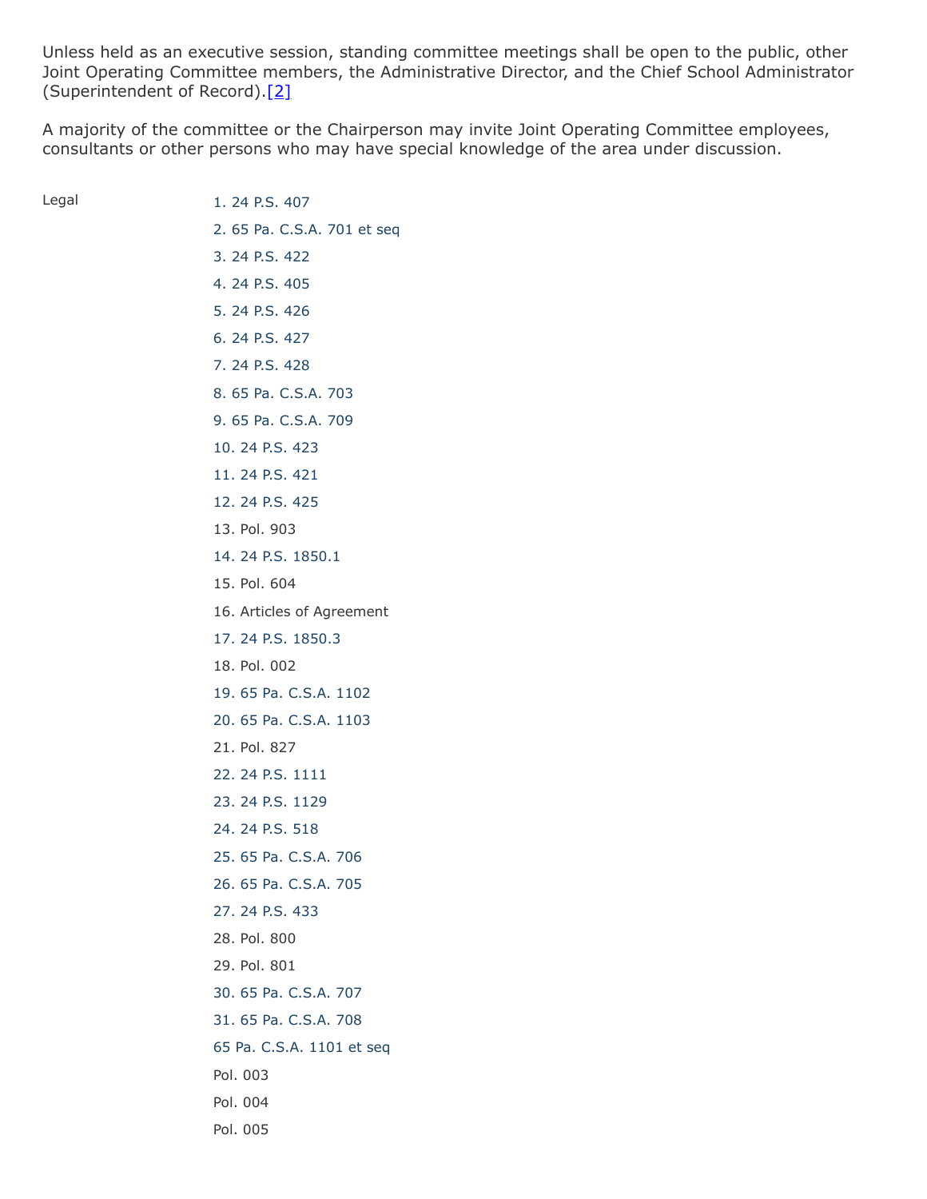Unless held as an executive session, standing committee meetings shall be open to the public, other Joint Operating Committee members, the Administrative Director, and the Chief School Administrator (Superintendent of Record).[2]

A majority of the committee or the Chairperson may invite Joint Operating Committee employees, consultants or other persons who may have special knowledge of the area under discussion.

Legal

1. 24 P.S. 407
2. 65 Pa. C.S.A. 701 et seq
3. 24 P.S. 422
4. 24 P.S. 405
5. 24 P.S. 426
6. 24 P.S. 427
7. 24 P.S. 428
8. 65 Pa. C.S.A. 703
9. 65 Pa. C.S.A. 709
10. 24 P.S. 423
11. 24 P.S. 421
12. 24 P.S. 425
13. Pol. 903
14. 24 P.S. 1850.1
15. Pol. 604
16. Articles of Agreement
17. 24 P.S. 1850.3
18. Pol. 002
19. 65 Pa. C.S.A. 1102
20. 65 Pa. C.S.A. 1103
21. Pol. 827
22. 24 P.S. 1111
23. 24 P.S. 1129
24. 24 P.S. 518
25. 65 Pa. C.S.A. 706
26. 65 Pa. C.S.A. 705
27. 24 P.S. 433
28. Pol. 800
29. Pol. 801
30. 65 Pa. C.S.A. 707
31. 65 Pa. C.S.A. 708

65 Pa. C.S.A. 1101 et seq

Pol. 003

Pol. 004

Pol. 005